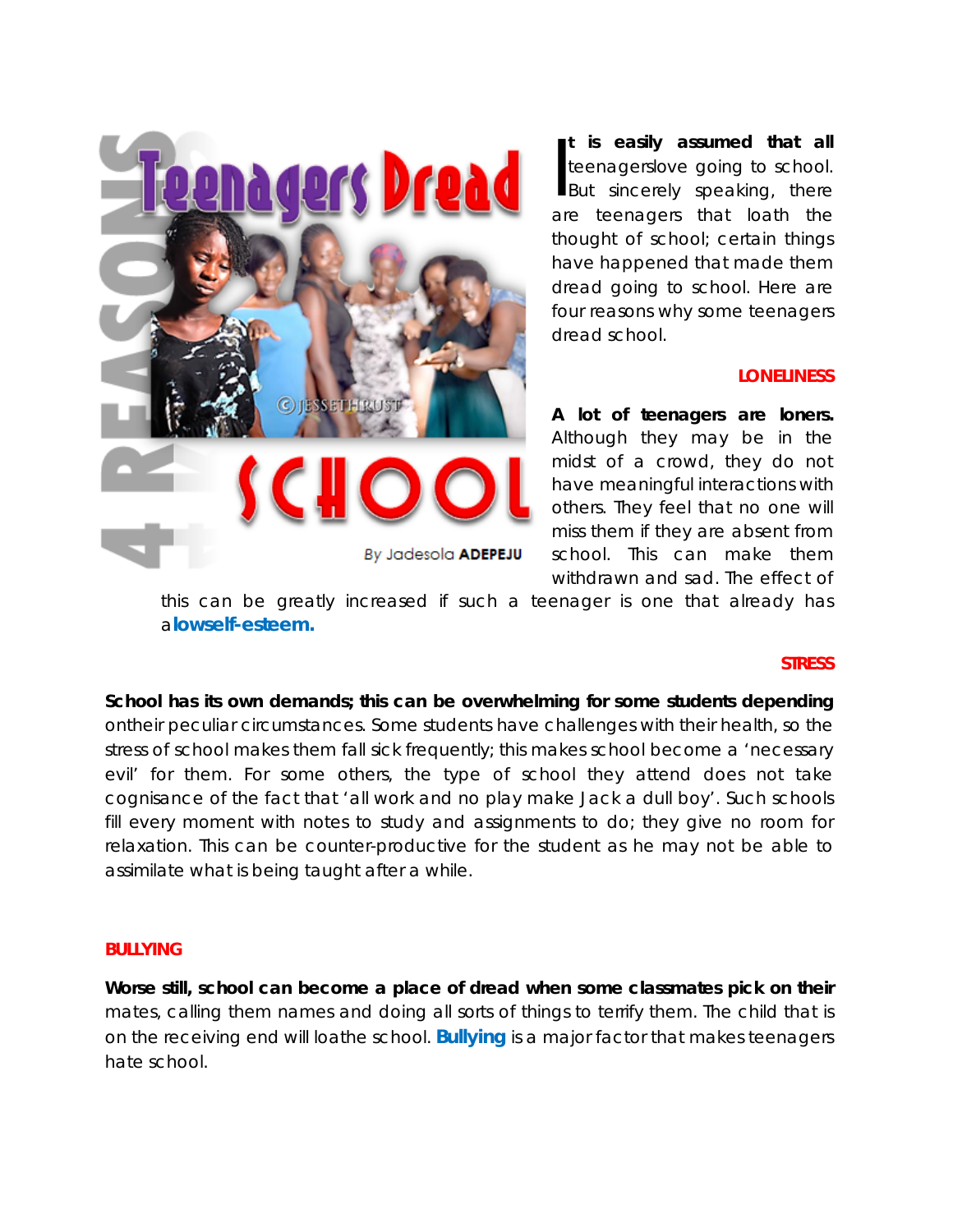# 4 Reasons Teenagers Dread School

By Jadesola ADEPEJU

**It is easily assumed that all** teenagerslove going to school. But sincerely speaking, there are teenagers that loath the thought of school; certain things have happened that made them dread going to school. Here are four reasons why some teenagers dread school.

## LONELINESS

**A lot of teenagers are loners.** Although they may be in the midst of a crowd, they do not have meaningful interactions with others. They feel that no one will miss them if they are absent from school. This can make them withdrawn and sad. The effect of this can be greatly increased if such a teenager is one that already has a **lowself-esteem.**

## STRESS

**School has its own demands; this can be overwhelming for some students depending** ontheir peculiar circumstances. Some students have challenges with their health, so the stress of school makes them fall sick frequently; this makes school become a 'necessary evil' for them. For some others, the type of school they attend does not take cognisance of the fact that 'all work and no play make Jack a dull boy'. Such schools fill every moment with notes to study and assignments to do; they give no room for relaxation. This can be counter-productive for the student as he may not be able to assimilate what is being taught after a while.

## BULLYING

**Worse still, school can become a place of dread when some classmates pick on their** mates, calling them names and doing all sorts of things to terrify them. The child that is on the receiving end will loathe school. **Bullying** is a major factor that makes teenagers hate school.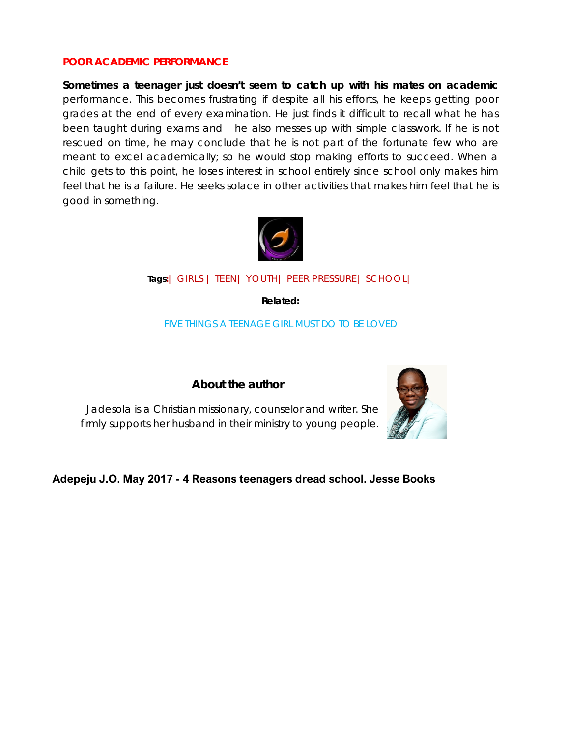## POOR ACADEMIC PERFORMANCE

**Sometimes a teenager just doesn't seem to catch up with his mates on academic** performance. This becomes frustrating if despite all his efforts, he keeps getting poor grades at the end of every examination. He just finds it difficult to recall what he has been taught during exams and he also messes up with simple classwork. If he is not rescued on time, he may conclude that he is not part of the fortunate few who are meant to excel academically; so he would stop making efforts to succeed. When a child gets to this point, he loses interest in school entirely since school only makes him feel that he is a failure. He seeks solace in other activities that makes him feel that he is good in something.

**Tags:**| GIRLS | TEEN| YOUTH| PEER PRESSURE| SCHOOL|

**Related:**

FIVE THINGS A TEENAGE GIRL MUST DO TO BE LOVED

### About the author

Jadesola is a Christian missionary, counselor and writer. She firmly supports her husband in their ministry to young people.

**Adepeju J.O. May 2017 - 4 Reasons teenagers dread school. Jesse Books**